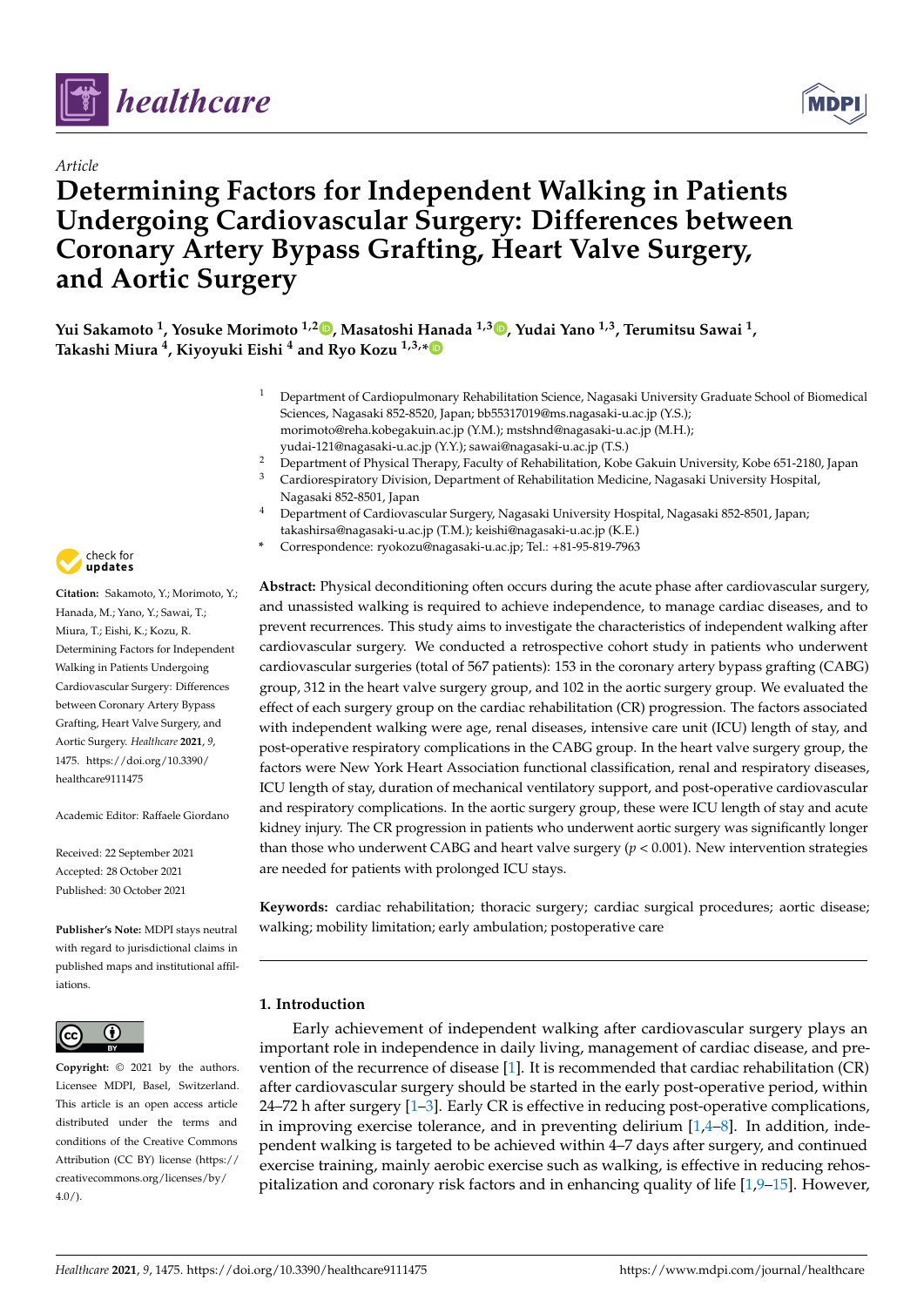*Article*

# Determining Factors for Independent Walking in Patients Undergoing Cardiovascular Surgery: Differences between Coronary Artery Bypass Grafting, Heart Valve Surgery, and Aortic Surgery

**Yui Sakamoto [1], Yosuke Morimoto [1,2], Masatoshi Hanada [1,3], Yudai Yano [1,3], Terumitsu Sawai [1], Takashi Miura [4], Kiyoyuki Eishi [4] and Ryo Kozu [1,3,*]**

[1] Department of Cardiopulmonary Rehabilitation Science, Nagasaki University Graduate School of Biomedical Sciences, Nagasaki 852-8520, Japan; bb55317019@ms.nagasaki-u.ac.jp (Y.S.); morimoto@reha.kobegakuin.ac.jp (Y.M.); mstshnd@nagasaki-u.ac.jp (M.H.); yudai-121@nagasaki-u.ac.jp (Y.Y.); sawai@nagasaki-u.ac.jp (T.S.)

[2] Department of Physical Therapy, Faculty of Rehabilitation, Kobe Gakuin University, Kobe 651-2180, Japan

[3] Cardiorespiratory Division, Department of Rehabilitation Medicine, Nagasaki University Hospital, Nagasaki 852-8501, Japan

[4] Department of Cardiovascular Surgery, Nagasaki University Hospital, Nagasaki 852-8501, Japan; takashirsa@nagasaki-u.ac.jp (T.M.); keishi@nagasaki-u.ac.jp (K.E.)

\* Correspondence: ryokozu@nagasaki-u.ac.jp; Tel.: +81-95-819-7963

**Citation:** Sakamoto, Y.; Morimoto, Y.; Hanada, M.; Yano, Y.; Sawai, T.; Miura, T.; Eishi, K.; Kozu, R. Determining Factors for Independent Walking in Patients Undergoing Cardiovascular Surgery: Differences between Coronary Artery Bypass Grafting, Heart Valve Surgery, and Aortic Surgery. *Healthcare* **2021**, *9*, 1475. https://doi.org/10.3390/healthcare9111475

Academic Editor: Raffaele Giordano

Received: 22 September 2021
Accepted: 28 October 2021
Published: 30 October 2021

**Publisher's Note:** MDPI stays neutral with regard to jurisdictional claims in published maps and institutional affiliations.

**Copyright:** © 2021 by the authors. Licensee MDPI, Basel, Switzerland. This article is an open access article distributed under the terms and conditions of the Creative Commons Attribution (CC BY) license (https://creativecommons.org/licenses/by/4.0/).

**Abstract:** Physical deconditioning often occurs during the acute phase after cardiovascular surgery, and unassisted walking is required to achieve independence, to manage cardiac diseases, and to prevent recurrences. This study aims to investigate the characteristics of independent walking after cardiovascular surgery. We conducted a retrospective cohort study in patients who underwent cardiovascular surgeries (total of 567 patients): 153 in the coronary artery bypass grafting (CABG) group, 312 in the heart valve surgery group, and 102 in the aortic surgery group. We evaluated the effect of each surgery group on the cardiac rehabilitation (CR) progression. The factors associated with independent walking were age, renal diseases, intensive care unit (ICU) length of stay, and post-operative respiratory complications in the CABG group. In the heart valve surgery group, the factors were New York Heart Association functional classification, renal and respiratory diseases, ICU length of stay, duration of mechanical ventilatory support, and post-operative cardiovascular and respiratory complications. In the aortic surgery group, these were ICU length of stay and acute kidney injury. The CR progression in patients who underwent aortic surgery was significantly longer than those who underwent CABG and heart valve surgery ($p < 0.001$). New intervention strategies are needed for patients with prolonged ICU stays.

**Keywords:** cardiac rehabilitation; thoracic surgery; cardiac surgical procedures; aortic disease; walking; mobility limitation; early ambulation; postoperative care

## 1. Introduction

Early achievement of independent walking after cardiovascular surgery plays an important role in independence in daily living, management of cardiac disease, and prevention of the recurrence of disease [1]. It is recommended that cardiac rehabilitation (CR) after cardiovascular surgery should be started in the early post-operative period, within 24–72 h after surgery [1–3]. Early CR is effective in reducing post-operative complications, in improving exercise tolerance, and in preventing delirium [1,4–8]. In addition, independent walking is targeted to be achieved within 4–7 days after surgery, and continued exercise training, mainly aerobic exercise such as walking, is effective in reducing rehospitalization and coronary risk factors and in enhancing quality of life [1,9–15]. However,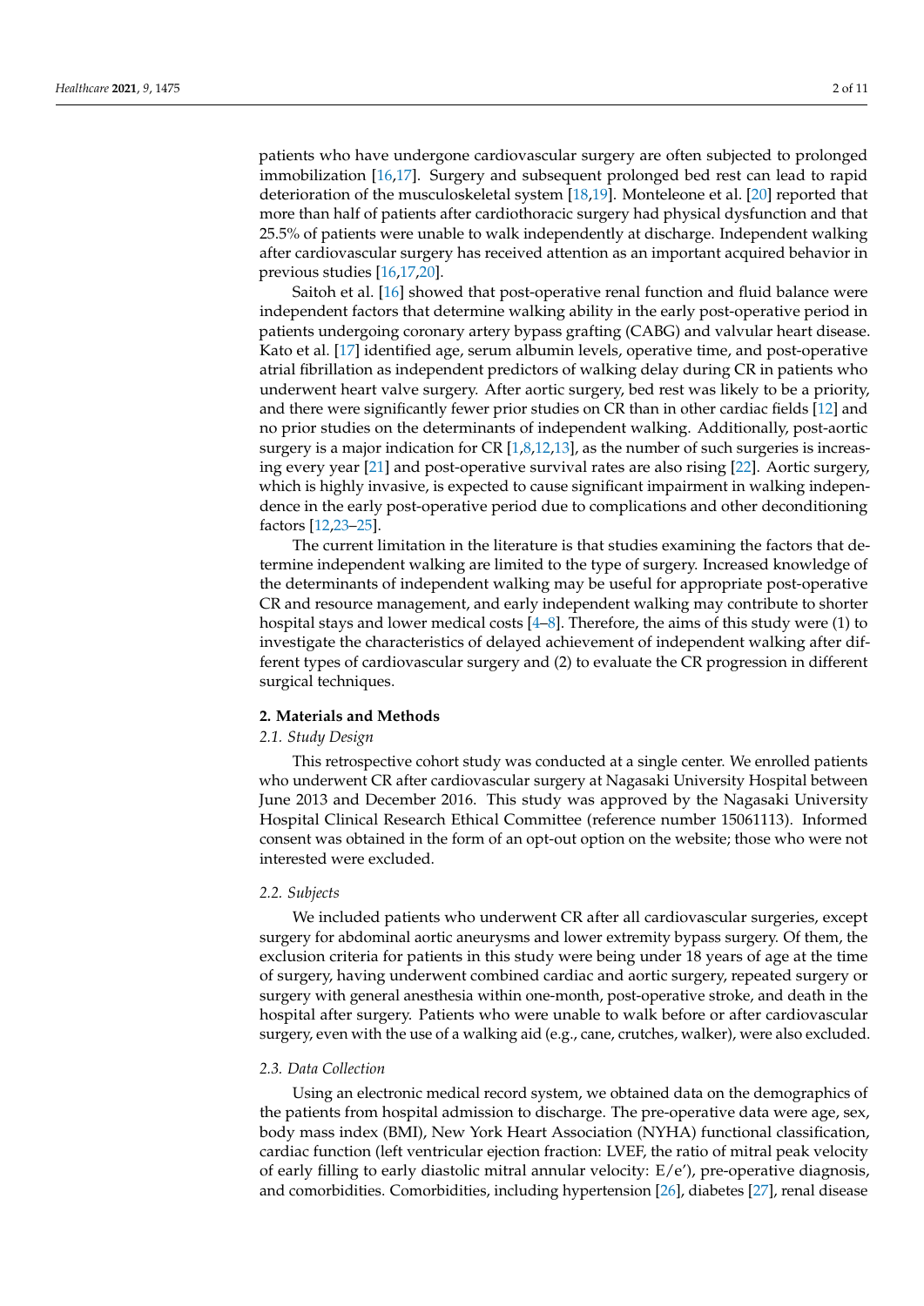patients who have undergone cardiovascular surgery are often subjected to prolonged immobilization [16,17]. Surgery and subsequent prolonged bed rest can lead to rapid deterioration of the musculoskeletal system [18,19]. Monteleone et al. [20] reported that more than half of patients after cardiothoracic surgery had physical dysfunction and that 25.5% of patients were unable to walk independently at discharge. Independent walking after cardiovascular surgery has received attention as an important acquired behavior in previous studies [16,17,20].

Saitoh et al. [16] showed that post-operative renal function and fluid balance were independent factors that determine walking ability in the early post-operative period in patients undergoing coronary artery bypass grafting (CABG) and valvular heart disease. Kato et al. [17] identified age, serum albumin levels, operative time, and post-operative atrial fibrillation as independent predictors of walking delay during CR in patients who underwent heart valve surgery. After aortic surgery, bed rest was likely to be a priority, and there were significantly fewer prior studies on CR than in other cardiac fields [12] and no prior studies on the determinants of independent walking. Additionally, post-aortic surgery is a major indication for CR [1,8,12,13], as the number of such surgeries is increasing every year [21] and post-operative survival rates are also rising [22]. Aortic surgery, which is highly invasive, is expected to cause significant impairment in walking independence in the early post-operative period due to complications and other deconditioning factors [12,23–25].

The current limitation in the literature is that studies examining the factors that determine independent walking are limited to the type of surgery. Increased knowledge of the determinants of independent walking may be useful for appropriate post-operative CR and resource management, and early independent walking may contribute to shorter hospital stays and lower medical costs [4–8]. Therefore, the aims of this study were (1) to investigate the characteristics of delayed achievement of independent walking after different types of cardiovascular surgery and (2) to evaluate the CR progression in different surgical techniques.

## 2. Materials and Methods

### 2.1. Study Design

This retrospective cohort study was conducted at a single center. We enrolled patients who underwent CR after cardiovascular surgery at Nagasaki University Hospital between June 2013 and December 2016. This study was approved by the Nagasaki University Hospital Clinical Research Ethical Committee (reference number 15061113). Informed consent was obtained in the form of an opt-out option on the website; those who were not interested were excluded.

### 2.2. Subjects

We included patients who underwent CR after all cardiovascular surgeries, except surgery for abdominal aortic aneurysms and lower extremity bypass surgery. Of them, the exclusion criteria for patients in this study were being under 18 years of age at the time of surgery, having underwent combined cardiac and aortic surgery, repeated surgery or surgery with general anesthesia within one-month, post-operative stroke, and death in the hospital after surgery. Patients who were unable to walk before or after cardiovascular surgery, even with the use of a walking aid (e.g., cane, crutches, walker), were also excluded.

### 2.3. Data Collection

Using an electronic medical record system, we obtained data on the demographics of the patients from hospital admission to discharge. The pre-operative data were age, sex, body mass index (BMI), New York Heart Association (NYHA) functional classification, cardiac function (left ventricular ejection fraction: LVEF, the ratio of mitral peak velocity of early filling to early diastolic mitral annular velocity: E/e'), pre-operative diagnosis, and comorbidities. Comorbidities, including hypertension [26], diabetes [27], renal disease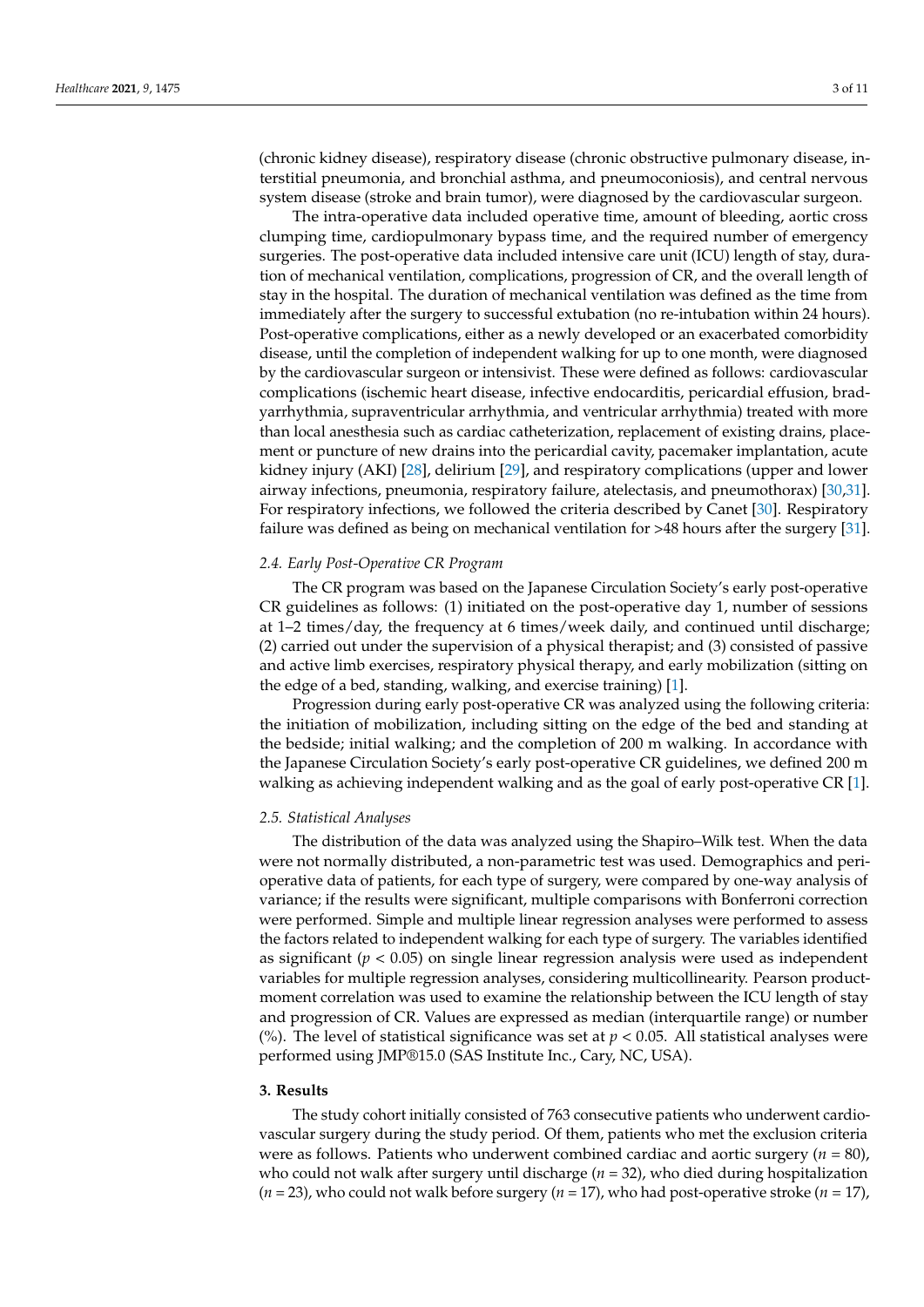(chronic kidney disease), respiratory disease (chronic obstructive pulmonary disease, interstitial pneumonia, and bronchial asthma, and pneumoconiosis), and central nervous system disease (stroke and brain tumor), were diagnosed by the cardiovascular surgeon.

The intra-operative data included operative time, amount of bleeding, aortic cross clumping time, cardiopulmonary bypass time, and the required number of emergency surgeries. The post-operative data included intensive care unit (ICU) length of stay, duration of mechanical ventilation, complications, progression of CR, and the overall length of stay in the hospital. The duration of mechanical ventilation was defined as the time from immediately after the surgery to successful extubation (no re-intubation within 24 hours). Post-operative complications, either as a newly developed or an exacerbated comorbidity disease, until the completion of independent walking for up to one month, were diagnosed by the cardiovascular surgeon or intensivist. These were defined as follows: cardiovascular complications (ischemic heart disease, infective endocarditis, pericardial effusion, bradyarrhythmia, supraventricular arrhythmia, and ventricular arrhythmia) treated with more than local anesthesia such as cardiac catheterization, replacement of existing drains, placement or puncture of new drains into the pericardial cavity, pacemaker implantation, acute kidney injury (AKI) [28], delirium [29], and respiratory complications (upper and lower airway infections, pneumonia, respiratory failure, atelectasis, and pneumothorax) [30,31]. For respiratory infections, we followed the criteria described by Canet [30]. Respiratory failure was defined as being on mechanical ventilation for >48 hours after the surgery [31].

### *2.4. Early Post-Operative CR Program*

The CR program was based on the Japanese Circulation Society's early post-operative CR guidelines as follows: (1) initiated on the post-operative day 1, number of sessions at 1–2 times/day, the frequency at 6 times/week daily, and continued until discharge; (2) carried out under the supervision of a physical therapist; and (3) consisted of passive and active limb exercises, respiratory physical therapy, and early mobilization (sitting on the edge of a bed, standing, walking, and exercise training) [1].

Progression during early post-operative CR was analyzed using the following criteria: the initiation of mobilization, including sitting on the edge of the bed and standing at the bedside; initial walking; and the completion of 200 m walking. In accordance with the Japanese Circulation Society's early post-operative CR guidelines, we defined 200 m walking as achieving independent walking and as the goal of early post-operative CR [1].

### *2.5. Statistical Analyses*

The distribution of the data was analyzed using the Shapiro–Wilk test. When the data were not normally distributed, a non-parametric test was used. Demographics and peri-operative data of patients, for each type of surgery, were compared by one-way analysis of variance; if the results were significant, multiple comparisons with Bonferroni correction were performed. Simple and multiple linear regression analyses were performed to assess the factors related to independent walking for each type of surgery. The variables identified as significant ($p < 0.05$) on single linear regression analysis were used as independent variables for multiple regression analyses, considering multicollinearity. Pearson product-moment correlation was used to examine the relationship between the ICU length of stay and progression of CR. Values are expressed as median (interquartile range) or number (%). The level of statistical significance was set at $p < 0.05$. All statistical analyses were performed using JMP®15.0 (SAS Institute Inc., Cary, NC, USA).

## 3. Results

The study cohort initially consisted of 763 consecutive patients who underwent cardiovascular surgery during the study period. Of them, patients who met the exclusion criteria were as follows. Patients who underwent combined cardiac and aortic surgery ($n = 80$), who could not walk after surgery until discharge ($n = 32$), who died during hospitalization ($n = 23$), who could not walk before surgery ($n = 17$), who had post-operative stroke ($n = 17$),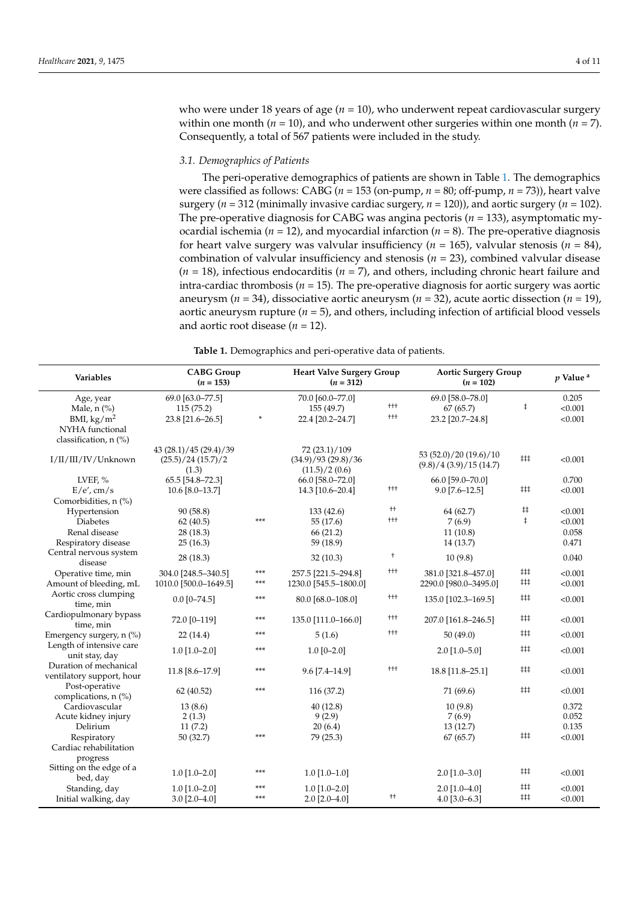who were under 18 years of age ($n$ = 10), who underwent repeat cardiovascular surgery within one month ($n$ = 10), and who underwent other surgeries within one month ($n$ = 7). Consequently, a total of 567 patients were included in the study.

### *3.1. Demographics of Patients*

The peri-operative demographics of patients are shown in Table 1. The demographics were classified as follows: CABG ($n$ = 153 (on-pump, $n$ = 80; off-pump, $n$ = 73)), heart valve surgery ($n$ = 312 (minimally invasive cardiac surgery, $n$ = 120)), and aortic surgery ($n$ = 102). The pre-operative diagnosis for CABG was angina pectoris ($n$ = 133), asymptomatic myocardial ischemia ($n$ = 12), and myocardial infarction ($n$ = 8). The pre-operative diagnosis for heart valve surgery was valvular insufficiency ($n$ = 165), valvular stenosis ($n$ = 84), combination of valvular insufficiency and stenosis ($n$ = 23), combined valvular disease ($n$ = 18), infectious endocarditis ($n$ = 7), and others, including chronic heart failure and intra-cardiac thrombosis ($n$ = 15). The pre-operative diagnosis for aortic surgery was aortic aneurysm ($n$ = 34), dissociative aortic aneurysm ($n$ = 32), acute aortic dissection ($n$ = 19), aortic aneurysm rupture ($n$ = 5), and others, including infection of artificial blood vessels and aortic root disease ($n$ = 12).

**Table 1.** Demographics and peri-operative data of patients.

| Variables | CABG Group ($n$ = 153) | | Heart Valve Surgery Group ($n$ = 312) | | Aortic Surgery Group ($n$ = 102) | | $p$ Value [a] |
|---|---|---|---|---|---|---|---|
| Age, year | 69.0 [63.0–77.5] | | 70.0 [60.0–77.0] | | 69.0 [58.0–78.0] | | 0.205 |
| Male, n (%) | 115 (75.2) | | 155 (49.7) | ††† | 67 (65.7) | ‡ | <0.001 |
| BMI, kg/m$^2$ | 23.8 [21.6–26.5] | * | 22.4 [20.2–24.7] | ††† | 23.2 [20.7–24.8] | | <0.001 |
| NYHA functional classification, n (%) | | | | | | | |
| I/II/III/IV/Unknown | 43 (28.1)/45 (29.4)/39 (25.5)/24 (15.7)/2 (1.3) | | 72 (23.1)/109 (34.9)/93 (29.8)/36 (11.5)/2 (0.6) | | 53 (52.0)/20 (19.6)/10 (9.8)/4 (3.9)/15 (14.7) | ‡‡‡ | <0.001 |
| LVEF, % | 65.5 [54.8–72.3] | | 66.0 [58.0–72.0] | | 66.0 [59.0–70.0] | | 0.700 |
| E/e′, cm/s | 10.6 [8.0–13.7] | | 14.3 [10.6–20.4] | ††† | 9.0 [7.6–12.5] | ‡‡‡ | <0.001 |
| Comorbidities, n (%) | | | | | | | |
| Hypertension | 90 (58.8) | | 133 (42.6) | †† | 64 (62.7) | ‡‡ | <0.001 |
| Diabetes | 62 (40.5) | *** | 55 (17.6) | ††† | 7 (6.9) | ‡ | <0.001 |
| Renal disease | 28 (18.3) | | 66 (21.2) | | 11 (10.8) | | 0.058 |
| Respiratory disease | 25 (16.3) | | 59 (18.9) | | 14 (13.7) | | 0.471 |
| Central nervous system disease | 28 (18.3) | | 32 (10.3) | † | 10 (9.8) | | 0.040 |
| Operative time, min | 304.0 [248.5–340.5] | *** | 257.5 [221.5–294.8] | ††† | 381.0 [321.8–457.0] | ‡‡‡ | <0.001 |
| Amount of bleeding, mL | 1010.0 [500.0–1649.5] | *** | 1230.0 [545.5–1800.0] | | 2290.0 [980.0–3495.0] | ‡‡‡ | <0.001 |
| Aortic cross clumping time, min | 0.0 [0–74.5] | *** | 80.0 [68.0–108.0] | ††† | 135.0 [102.3–169.5] | ‡‡‡ | <0.001 |
| Cardiopulmonary bypass time, min | 72.0 [0–119] | *** | 135.0 [111.0–166.0] | ††† | 207.0 [161.8–246.5] | ‡‡‡ | <0.001 |
| Emergency surgery, n (%) | 22 (14.4) | *** | 5 (1.6) | ††† | 50 (49.0) | ‡‡‡ | <0.001 |
| Length of intensive care unit stay, day | 1.0 [1.0–2.0] | *** | 1.0 [0–2.0] | | 2.0 [1.0–5.0] | ‡‡‡ | <0.001 |
| Duration of mechanical ventilatory support, hour | 11.8 [8.6–17.9] | *** | 9.6 [7.4–14.9] | ††† | 18.8 [11.8–25.1] | ‡‡‡ | <0.001 |
| Post-operative complications, n (%) | 62 (40.52) | *** | 116 (37.2) | | 71 (69.6) | ‡‡‡ | <0.001 |
| Cardiovascular | 13 (8.6) | | 40 (12.8) | | 10 (9.8) | | 0.372 |
| Acute kidney injury | 2 (1.3) | | 9 (2.9) | | 7 (6.9) | | 0.052 |
| Delirium | 11 (7.2) | | 20 (6.4) | | 13 (12.7) | | 0.135 |
| Respiratory | 50 (32.7) | *** | 79 (25.3) | | 67 (65.7) | ‡‡‡ | <0.001 |
| Cardiac rehabilitation progress | | | | | | | |
| Sitting on the edge of a bed, day | 1.0 [1.0–2.0] | *** | 1.0 [1.0–1.0] | | 2.0 [1.0–3.0] | ‡‡‡ | <0.001 |
| Standing, day | 1.0 [1.0–2.0] | *** | 1.0 [1.0–2.0] | | 2.0 [1.0–4.0] | ‡‡‡ | <0.001 |
| Initial walking, day | 3.0 [2.0–4.0] | *** | 2.0 [2.0–4.0] | †† | 4.0 [3.0–6.3] | ‡‡‡ | <0.001 |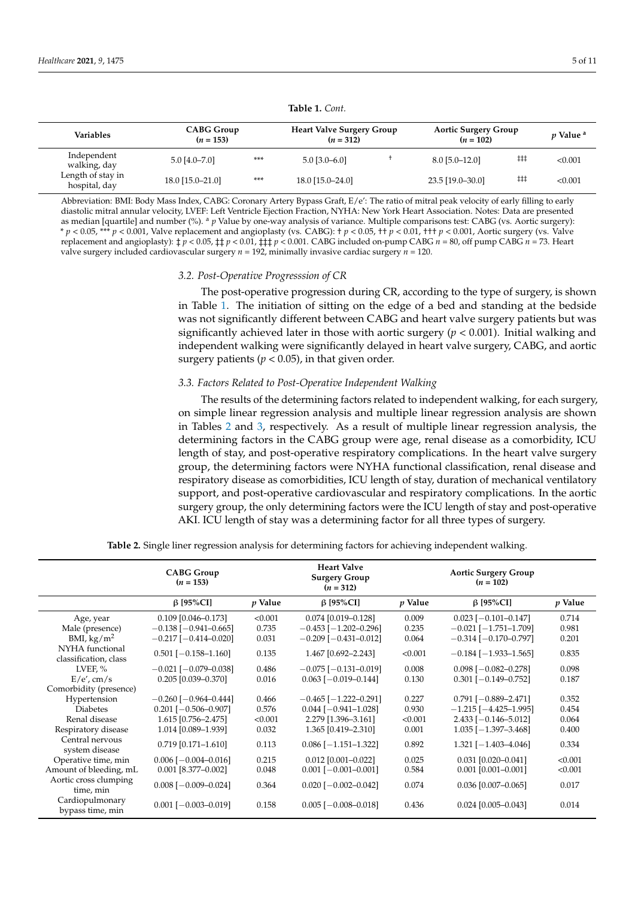**Table 1.** *Cont.*

| Variables | CABG Group ($n$ = 153) | | Heart Valve Surgery Group ($n$ = 312) | | Aortic Surgery Group ($n$ = 102) | | $p$ Value [a] |
|---|---|---|---|---|---|---|---|
| Independent walking, day | 5.0 [4.0–7.0] | *** | 5.0 [3.0–6.0] | † | 8.0 [5.0–12.0] | ‡‡ | <0.001 |
| Length of stay in hospital, day | 18.0 [15.0–21.0] | *** | 18.0 [15.0–24.0] | | 23.5 [19.0–30.0] | ‡‡ | <0.001 |

Abbreviation: BMI: Body Mass Index, CABG: Coronary Artery Bypass Graft, E/e′: The ratio of mitral peak velocity of early filling to early diastolic mitral annular velocity, LVEF: Left Ventricle Ejection Fraction, NYHA: New York Heart Association. Notes: Data are presented as median [quartile] and number (%). [a] $p$ Value by one-way analysis of variance. Multiple comparisons test: CABG (vs. Aortic surgery): * $p < 0.05$, *** $p < 0.001$, Valve replacement and angioplasty (vs. CABG): † $p < 0.05$, †† $p < 0.01$, ††† $p < 0.001$, Aortic surgery (vs. Valve replacement and angioplasty): ‡ $p < 0.05$, ‡‡ $p < 0.01$, ‡‡‡ $p < 0.001$. CABG included on-pump CABG $n$ = 80, off pump CABG $n$ = 73. Heart valve surgery included cardiovascular surgery $n$ = 192, minimally invasive cardiac surgery $n$ = 120.

### 3.2. Post-Operative Progresssion of CR

The post-operative progression during CR, according to the type of surgery, is shown in Table 1. The initiation of sitting on the edge of a bed and standing at the bedside was not significantly different between CABG and heart valve surgery patients but was significantly achieved later in those with aortic surgery ($p < 0.001$). Initial walking and independent walking were significantly delayed in heart valve surgery, CABG, and aortic surgery patients ($p < 0.05$), in that given order.

### 3.3. Factors Related to Post-Operative Independent Walking

The results of the determining factors related to independent walking, for each surgery, on simple linear regression analysis and multiple linear regression analysis are shown in Tables 2 and 3, respectively. As a result of multiple linear regression analysis, the determining factors in the CABG group were age, renal disease as a comorbidity, ICU length of stay, and post-operative respiratory complications. In the heart valve surgery group, the determining factors were NYHA functional classification, renal disease and respiratory disease as comorbidities, ICU length of stay, duration of mechanical ventilatory support, and post-operative cardiovascular and respiratory complications. In the aortic surgery group, the only determining factors were the ICU length of stay and post-operative AKI. ICU length of stay was a determining factor for all three types of surgery.

**Table 2.** Single liner regression analysis for determining factors for achieving independent walking.

| | CABG Group ($n$ = 153) | | Heart Valve Surgery Group ($n$ = 312) | | Aortic Surgery Group ($n$ = 102) | |
|---|---|---|---|---|---|---|
| | β [95%CI] | $p$ Value | β [95%CI] | $p$ Value | β [95%CI] | $p$ Value |
| Age, year | 0.109 [0.046–0.173] | <0.001 | 0.074 [0.019–0.128] | 0.009 | 0.023 [−0.101–0.147] | 0.714 |
| Male (presence) | −0.138 [−0.941–0.665] | 0.735 | −0.453 [−1.202–0.296] | 0.235 | −0.021 [−1.751–1.709] | 0.981 |
| BMI, kg/m$^2$ | −0.217 [−0.414–0.020] | 0.031 | −0.209 [−0.431–0.012] | 0.064 | −0.314 [−0.170–0.797] | 0.201 |
| NYHA functional classification, class | 0.501 [−0.158–1.160] | 0.135 | 1.467 [0.692–2.243] | <0.001 | −0.184 [−1.933–1.565] | 0.835 |
| LVEF, % | −0.021 [−0.079–0.038] | 0.486 | −0.075 [−0.131–0.019] | 0.008 | 0.098 [−0.082–0.278] | 0.098 |
| E/e′, cm/s | 0.205 [0.039–0.370] | 0.016 | 0.063 [−0.019–0.144] | 0.130 | 0.301 [−0.149–0.752] | 0.187 |
| Comorbidity (presence) | | | | | | |
| Hypertension | −0.260 [−0.964–0.444] | 0.466 | −0.465 [−1.222–0.291] | 0.227 | 0.791 [−0.889–2.471] | 0.352 |
| Diabetes | 0.201 [−0.506–0.907] | 0.576 | 0.044 [−0.941–1.028] | 0.930 | −1.215 [−4.425–1.995] | 0.454 |
| Renal disease | 1.615 [0.756–2.475] | <0.001 | 2.279 [1.396–3.161] | <0.001 | 2.433 [−0.146–5.012] | 0.064 |
| Respiratory disease | 1.014 [0.089–1.939] | 0.032 | 1.365 [0.419–2.310] | 0.001 | 1.035 [−1.397–3.468] | 0.400 |
| Central nervous system disease | 0.719 [0.171–1.610] | 0.113 | 0.086 [−1.151–1.322] | 0.892 | 1.321 [−1.403–4.046] | 0.334 |
| Operative time, min | 0.006 [−0.004–0.016] | 0.215 | 0.012 [0.001–0.022] | 0.025 | 0.031 [0.020–0.041] | <0.001 |
| Amount of bleeding, mL | 0.001 [8.377–0.002] | 0.048 | 0.001 [−0.001–0.001] | 0.584 | 0.001 [0.001–0.001] | <0.001 |
| Aortic cross clumping time, min | 0.008 [−0.009–0.024] | 0.364 | 0.020 [−0.002–0.042] | 0.074 | 0.036 [0.007–0.065] | 0.017 |
| Cardiopulmonary bypass time, min | 0.001 [−0.003–0.019] | 0.158 | 0.005 [−0.008–0.018] | 0.436 | 0.024 [0.005–0.043] | 0.014 |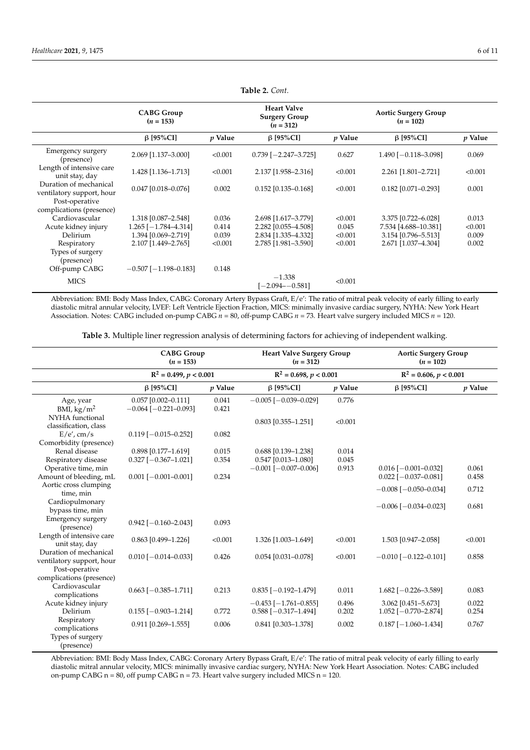**Table 2.** *Cont.*

| | CABG Group (*n* = 153) | | Heart Valve Surgery Group (*n* = 312) | | Aortic Surgery Group (*n* = 102) | |
|---|---|---|---|---|---|---|
| | β [95%CI] | *p* Value | β [95%CI] | *p* Value | β [95%CI] | *p* Value |
| Emergency surgery (presence) | 2.069 [1.137–3.000] | <0.001 | 0.739 [−2.247–3.725] | 0.627 | 1.490 [−0.118–3.098] | 0.069 |
| Length of intensive care unit stay, day | 1.428 [1.136–1.713] | <0.001 | 2.137 [1.958–2.316] | <0.001 | 2.261 [1.801–2.721] | <0.001 |
| Duration of mechanical ventilatory support, hour | 0.047 [0.018–0.076] | 0.002 | 0.152 [0.135–0.168] | <0.001 | 0.182 [0.071–0.293] | 0.001 |
| Post-operative complications (presence) | | | | | | |
| Cardiovascular | 1.318 [0.087–2.548] | 0.036 | 2.698 [1.617–3.779] | <0.001 | 3.375 [0.722–6.028] | 0.013 |
| Acute kidney injury | 1.265 [−1.784–4.314] | 0.414 | 2.282 [0.055–4.508] | 0.045 | 7.534 [4.688–10.381] | <0.001 |
| Delirium | 1.394 [0.069–2.719] | 0.039 | 2.834 [1.335–4.332] | <0.001 | 3.154 [0.796–5.513] | 0.009 |
| Respiratory | 2.107 [1.449–2.765] | <0.001 | 2.785 [1.981–3.590] | <0.001 | 2.671 [1.037–4.304] | 0.002 |
| Types of surgery (presence) | | | | | | |
| Off-pump CABG | −0.507 [−1.198–0.183] | 0.148 | | | | |
| MICS | | | −1.338 [−2.094–−0.581] | <0.001 | | |

Abbreviation: BMI: Body Mass Index, CABG: Coronary Artery Bypass Graft, E/e′: The ratio of mitral peak velocity of early filling to early diastolic mitral annular velocity, LVEF: Left Ventricle Ejection Fraction, MICS: minimally invasive cardiac surgery, NYHA: New York Heart Association. Notes: CABG included on-pump CABG *n* = 80, off-pump CABG *n* = 73. Heart valve surgery included MICS *n* = 120.

**Table 3.** Multiple liner regression analysis of determining factors for achieving of independent walking.

| | CABG Group (*n* = 153) | | Heart Valve Surgery Group (*n* = 312) | | Aortic Surgery Group (*n* = 102) | |
|---|---|---|---|---|---|---|
| | $R^2 = 0.499, p < 0.001$ | | $R^2 = 0.698, p < 0.001$ | | $R^2 = 0.606, p < 0.001$ | |
| | β [95%CI] | *p* Value | β [95%CI] | *p* Value | β [95%CI] | *p* Value |
| Age, year | 0.057 [0.002–0.111] | 0.041 | −0.005 [−0.039–0.029] | 0.776 | | |
| BMI, kg/$m^2$ | −0.064 [−0.221–0.093] | 0.421 | | | | |
| NYHA functional classification, class | | | 0.803 [0.355–1.251] | <0.001 | | |
| E/e′, cm/s | 0.119 [−0.015–0.252] | 0.082 | | | | |
| Comorbidity (presence) | | | | | | |
| Renal disease | 0.898 [0.177–1.619] | 0.015 | 0.688 [0.139–1.238] | 0.014 | | |
| Respiratory disease | 0.327 [−0.367–1.021] | 0.354 | 0.547 [0.013–1.080] | 0.045 | | |
| Operative time, min | | | −0.001 [−0.007–0.006] | 0.913 | 0.016 [−0.001–0.032] | 0.061 |
| Amount of bleeding, mL | 0.001 [−0.001–0.001] | 0.234 | | | 0.022 [−0.037–0.081] | 0.458 |
| Aortic cross clumping time, min | | | | | −0.008 [−0.050–0.034] | 0.712 |
| Cardiopulmonary bypass time, min | | | | | −0.006 [−0.034–0.023] | 0.681 |
| Emergency surgery (presence) | 0.942 [−0.160–2.043] | 0.093 | | | | |
| Length of intensive care unit stay, day | 0.863 [0.499–1.226] | <0.001 | 1.326 [1.003–1.649] | <0.001 | 1.503 [0.947–2.058] | <0.001 |
| Duration of mechanical ventilatory support, hour | 0.010 [−0.014–0.033] | 0.426 | 0.054 [0.031–0.078] | <0.001 | −0.010 [−0.122–0.101] | 0.858 |
| Post-operative complications (presence) | | | | | | |
| Cardiovascular complications | 0.663 [−0.385–1.711] | 0.213 | 0.835 [−0.192–1.479] | 0.011 | 1.682 [−0.226–3.589] | 0.083 |
| Acute kidney injury | | | −0.453 [−1.761–0.855] | 0.496 | 3.062 [0.451–5.673] | 0.022 |
| Delirium | 0.155 [−0.903–1.214] | 0.772 | 0.588 [−0.317–1.494] | 0.202 | 1.052 [−0.770–2.874] | 0.254 |
| Respiratory complications | 0.911 [0.269–1.555] | 0.006 | 0.841 [0.303–1.378] | 0.002 | 0.187 [−1.060–1.434] | 0.767 |
| Types of surgery (presence) | | | | | | |

Abbreviation: BMI: Body Mass Index, CABG: Coronary Artery Bypass Graft, E/e′: The ratio of mitral peak velocity of early filling to early diastolic mitral annular velocity, MICS: minimally invasive cardiac surgery, NYHA: New York Heart Association. Notes: CABG included on-pump CABG n = 80, off pump CABG n = 73. Heart valve surgery included MICS n = 120.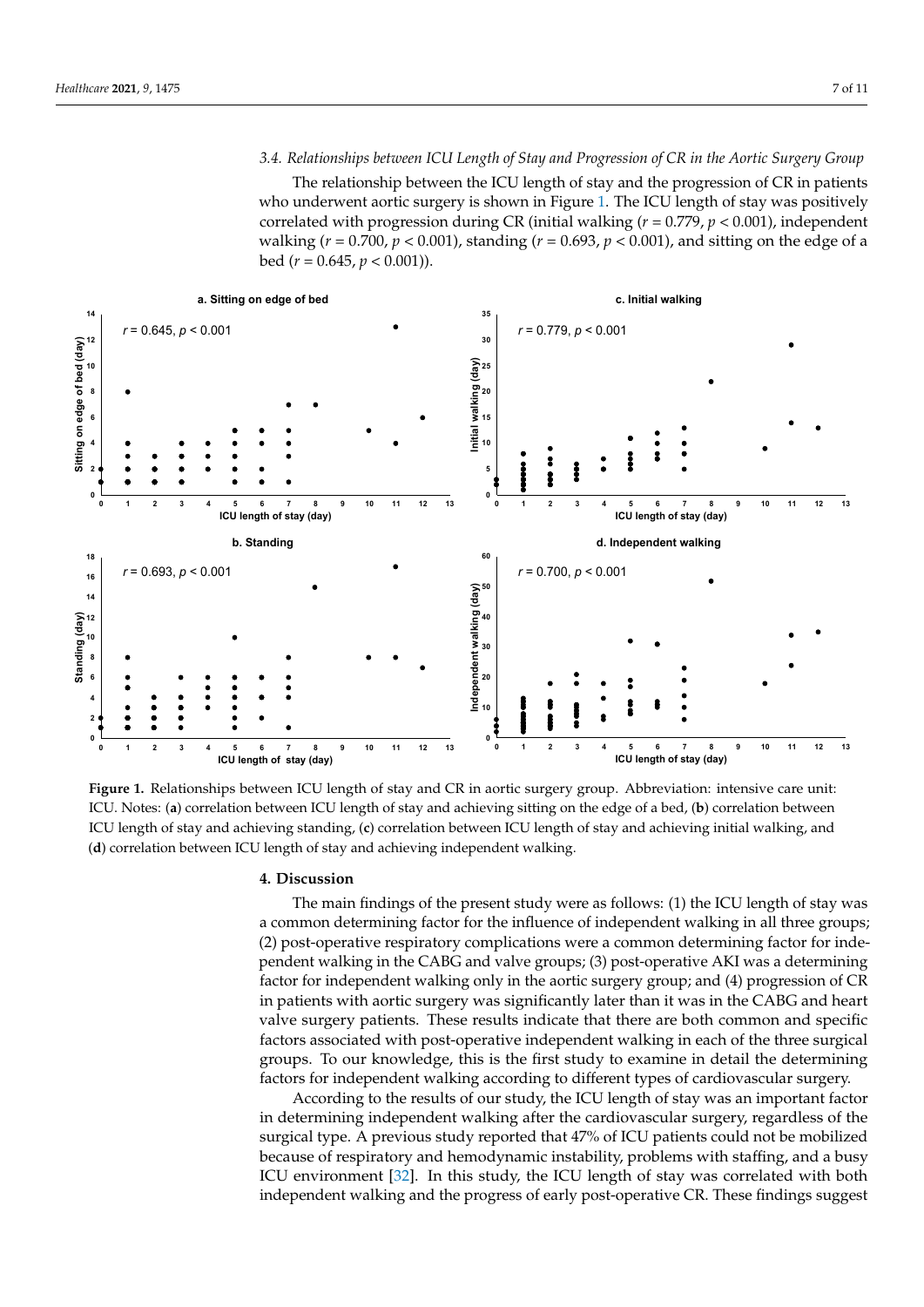### 3.4. Relationships between ICU Length of Stay and Progression of CR in the Aortic Surgery Group

The relationship between the ICU length of stay and the progression of CR in patients who underwent aortic surgery is shown in Figure 1. The ICU length of stay was positively correlated with progression during CR (initial walking ($r = 0.779$, $p < 0.001$), independent walking ($r = 0.700$, $p < 0.001$), standing ($r = 0.693$, $p < 0.001$), and sitting on the edge of a bed ($r = 0.645$, $p < 0.001$)).

**Figure 1.** Relationships between ICU length of stay and CR in aortic surgery group. Abbreviation: intensive care unit: ICU. Notes: (**a**) correlation between ICU length of stay and achieving sitting on the edge of a bed, (**b**) correlation between ICU length of stay and achieving standing, (**c**) correlation between ICU length of stay and achieving initial walking, and (**d**) correlation between ICU length of stay and achieving independent walking.

## 4. Discussion

The main findings of the present study were as follows: (1) the ICU length of stay was a common determining factor for the influence of independent walking in all three groups; (2) post-operative respiratory complications were a common determining factor for independent walking in the CABG and valve groups; (3) post-operative AKI was a determining factor for independent walking only in the aortic surgery group; and (4) progression of CR in patients with aortic surgery was significantly later than it was in the CABG and heart valve surgery patients. These results indicate that there are both common and specific factors associated with post-operative independent walking in each of the three surgical groups. To our knowledge, this is the first study to examine in detail the determining factors for independent walking according to different types of cardiovascular surgery.

According to the results of our study, the ICU length of stay was an important factor in determining independent walking after the cardiovascular surgery, regardless of the surgical type. A previous study reported that 47% of ICU patients could not be mobilized because of respiratory and hemodynamic instability, problems with staffing, and a busy ICU environment [32]. In this study, the ICU length of stay was correlated with both independent walking and the progress of early post-operative CR. These findings suggest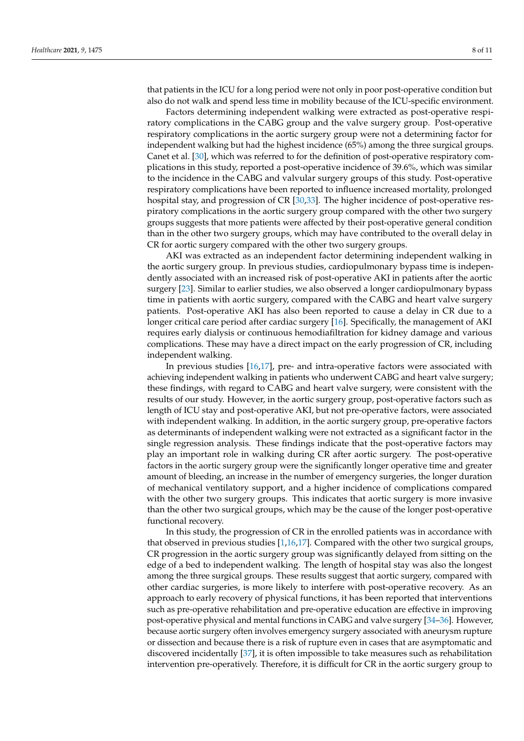that patients in the ICU for a long period were not only in poor post-operative condition but also do not walk and spend less time in mobility because of the ICU-specific environment.

Factors determining independent walking were extracted as post-operative respiratory complications in the CABG group and the valve surgery group. Post-operative respiratory complications in the aortic surgery group were not a determining factor for independent walking but had the highest incidence (65%) among the three surgical groups. Canet et al. [30], which was referred to for the definition of post-operative respiratory complications in this study, reported a post-operative incidence of 39.6%, which was similar to the incidence in the CABG and valvular surgery groups of this study. Post-operative respiratory complications have been reported to influence increased mortality, prolonged hospital stay, and progression of CR [30,33]. The higher incidence of post-operative respiratory complications in the aortic surgery group compared with the other two surgery groups suggests that more patients were affected by their post-operative general condition than in the other two surgery groups, which may have contributed to the overall delay in CR for aortic surgery compared with the other two surgery groups.

AKI was extracted as an independent factor determining independent walking in the aortic surgery group. In previous studies, cardiopulmonary bypass time is independently associated with an increased risk of post-operative AKI in patients after the aortic surgery [23]. Similar to earlier studies, we also observed a longer cardiopulmonary bypass time in patients with aortic surgery, compared with the CABG and heart valve surgery patients. Post-operative AKI has also been reported to cause a delay in CR due to a longer critical care period after cardiac surgery [16]. Specifically, the management of AKI requires early dialysis or continuous hemodiafiltration for kidney damage and various complications. These may have a direct impact on the early progression of CR, including independent walking.

In previous studies [16,17], pre- and intra-operative factors were associated with achieving independent walking in patients who underwent CABG and heart valve surgery; these findings, with regard to CABG and heart valve surgery, were consistent with the results of our study. However, in the aortic surgery group, post-operative factors such as length of ICU stay and post-operative AKI, but not pre-operative factors, were associated with independent walking. In addition, in the aortic surgery group, pre-operative factors as determinants of independent walking were not extracted as a significant factor in the single regression analysis. These findings indicate that the post-operative factors may play an important role in walking during CR after aortic surgery. The post-operative factors in the aortic surgery group were the significantly longer operative time and greater amount of bleeding, an increase in the number of emergency surgeries, the longer duration of mechanical ventilatory support, and a higher incidence of complications compared with the other two surgery groups. This indicates that aortic surgery is more invasive than the other two surgical groups, which may be the cause of the longer post-operative functional recovery.

In this study, the progression of CR in the enrolled patients was in accordance with that observed in previous studies [1,16,17]. Compared with the other two surgical groups, CR progression in the aortic surgery group was significantly delayed from sitting on the edge of a bed to independent walking. The length of hospital stay was also the longest among the three surgical groups. These results suggest that aortic surgery, compared with other cardiac surgeries, is more likely to interfere with post-operative recovery. As an approach to early recovery of physical functions, it has been reported that interventions such as pre-operative rehabilitation and pre-operative education are effective in improving post-operative physical and mental functions in CABG and valve surgery [34–36]. However, because aortic surgery often involves emergency surgery associated with aneurysm rupture or dissection and because there is a risk of rupture even in cases that are asymptomatic and discovered incidentally [37], it is often impossible to take measures such as rehabilitation intervention pre-operatively. Therefore, it is difficult for CR in the aortic surgery group to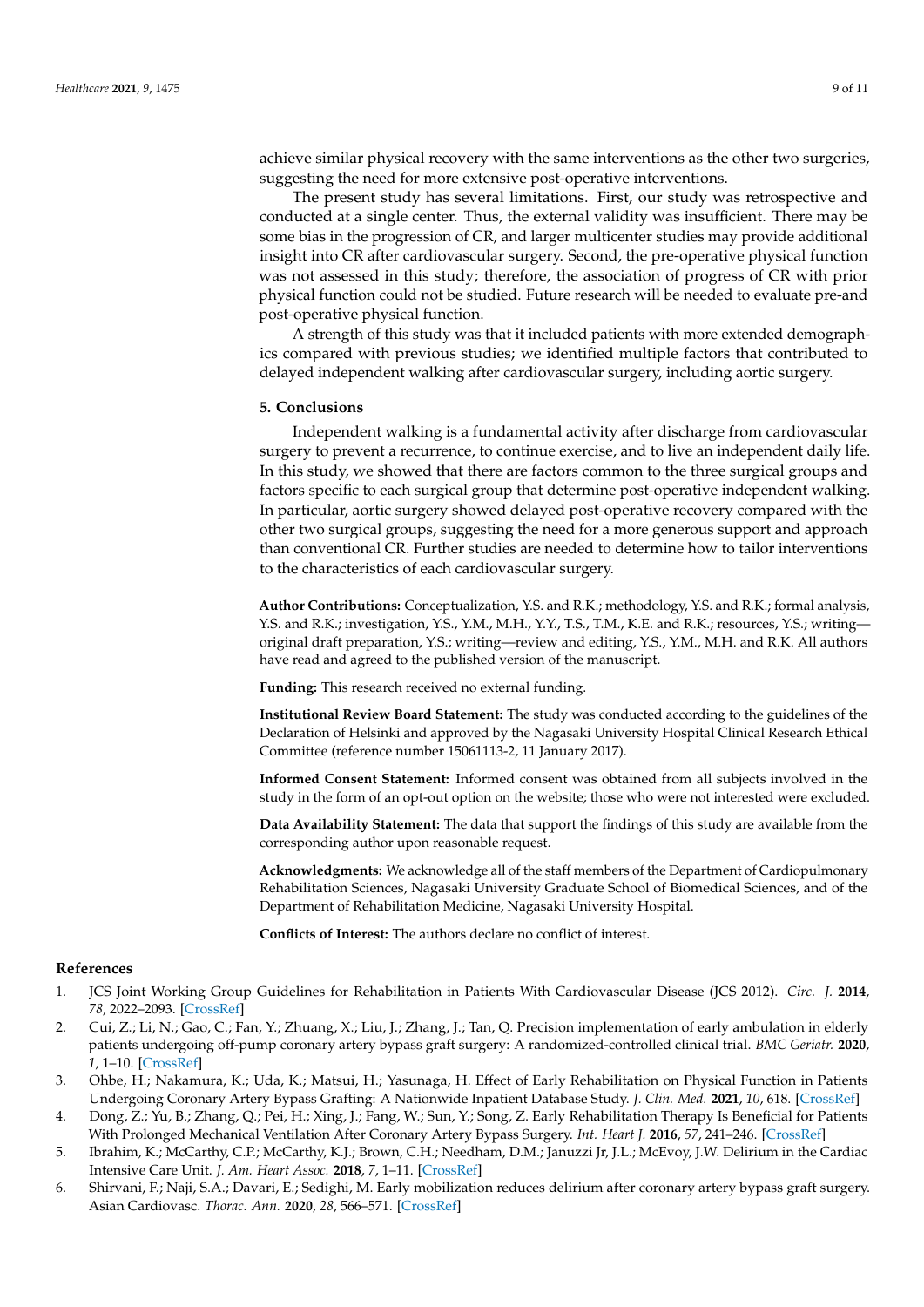achieve similar physical recovery with the same interventions as the other two surgeries, suggesting the need for more extensive post-operative interventions.

The present study has several limitations. First, our study was retrospective and conducted at a single center. Thus, the external validity was insufficient. There may be some bias in the progression of CR, and larger multicenter studies may provide additional insight into CR after cardiovascular surgery. Second, the pre-operative physical function was not assessed in this study; therefore, the association of progress of CR with prior physical function could not be studied. Future research will be needed to evaluate pre-and post-operative physical function.

A strength of this study was that it included patients with more extended demographics compared with previous studies; we identified multiple factors that contributed to delayed independent walking after cardiovascular surgery, including aortic surgery.

## 5. Conclusions

Independent walking is a fundamental activity after discharge from cardiovascular surgery to prevent a recurrence, to continue exercise, and to live an independent daily life. In this study, we showed that there are factors common to the three surgical groups and factors specific to each surgical group that determine post-operative independent walking. In particular, aortic surgery showed delayed post-operative recovery compared with the other two surgical groups, suggesting the need for a more generous support and approach than conventional CR. Further studies are needed to determine how to tailor interventions to the characteristics of each cardiovascular surgery.

**Author Contributions:** Conceptualization, Y.S. and R.K.; methodology, Y.S. and R.K.; formal analysis, Y.S. and R.K.; investigation, Y.S., Y.M., M.H., Y.Y., T.S., T.M., K.E. and R.K.; resources, Y.S.; writing—original draft preparation, Y.S.; writing—review and editing, Y.S., Y.M., M.H. and R.K. All authors have read and agreed to the published version of the manuscript.

**Funding:** This research received no external funding.

**Institutional Review Board Statement:** The study was conducted according to the guidelines of the Declaration of Helsinki and approved by the Nagasaki University Hospital Clinical Research Ethical Committee (reference number 15061113-2, 11 January 2017).

**Informed Consent Statement:** Informed consent was obtained from all subjects involved in the study in the form of an opt-out option on the website; those who were not interested were excluded.

**Data Availability Statement:** The data that support the findings of this study are available from the corresponding author upon reasonable request.

**Acknowledgments:** We acknowledge all of the staff members of the Department of Cardiopulmonary Rehabilitation Sciences, Nagasaki University Graduate School of Biomedical Sciences, and of the Department of Rehabilitation Medicine, Nagasaki University Hospital.

**Conflicts of Interest:** The authors declare no conflict of interest.

## References

1. JCS Joint Working Group Guidelines for Rehabilitation in Patients With Cardiovascular Disease (JCS 2012). *Circ. J.* **2014**, *78*, 2022–2093. [CrossRef]
2. Cui, Z.; Li, N.; Gao, C.; Fan, Y.; Zhuang, X.; Liu, J.; Zhang, J.; Tan, Q. Precision implementation of early ambulation in elderly patients undergoing off-pump coronary artery bypass graft surgery: A randomized-controlled clinical trial. *BMC Geriatr.* **2020**, *1*, 1–10. [CrossRef]
3. Ohbe, H.; Nakamura, K.; Uda, K.; Matsui, H.; Yasunaga, H. Effect of Early Rehabilitation on Physical Function in Patients Undergoing Coronary Artery Bypass Grafting: A Nationwide Inpatient Database Study. *J. Clin. Med.* **2021**, *10*, 618. [CrossRef]
4. Dong, Z.; Yu, B.; Zhang, Q.; Pei, H.; Xing, J.; Fang, W.; Sun, Y.; Song, Z. Early Rehabilitation Therapy Is Beneficial for Patients With Prolonged Mechanical Ventilation After Coronary Artery Bypass Surgery. *Int. Heart J.* **2016**, *57*, 241–246. [CrossRef]
5. Ibrahim, K.; McCarthy, C.P.; McCarthy, K.J.; Brown, C.H.; Needham, D.M.; Januzzi Jr, J.L.; McEvoy, J.W. Delirium in the Cardiac Intensive Care Unit. *J. Am. Heart Assoc.* **2018**, *7*, 1–11. [CrossRef]
6. Shirvani, F.; Naji, S.A.; Davari, E.; Sedighi, M. Early mobilization reduces delirium after coronary artery bypass graft surgery. Asian Cardiovasc. *Thorac. Ann.* **2020**, *28*, 566–571. [CrossRef]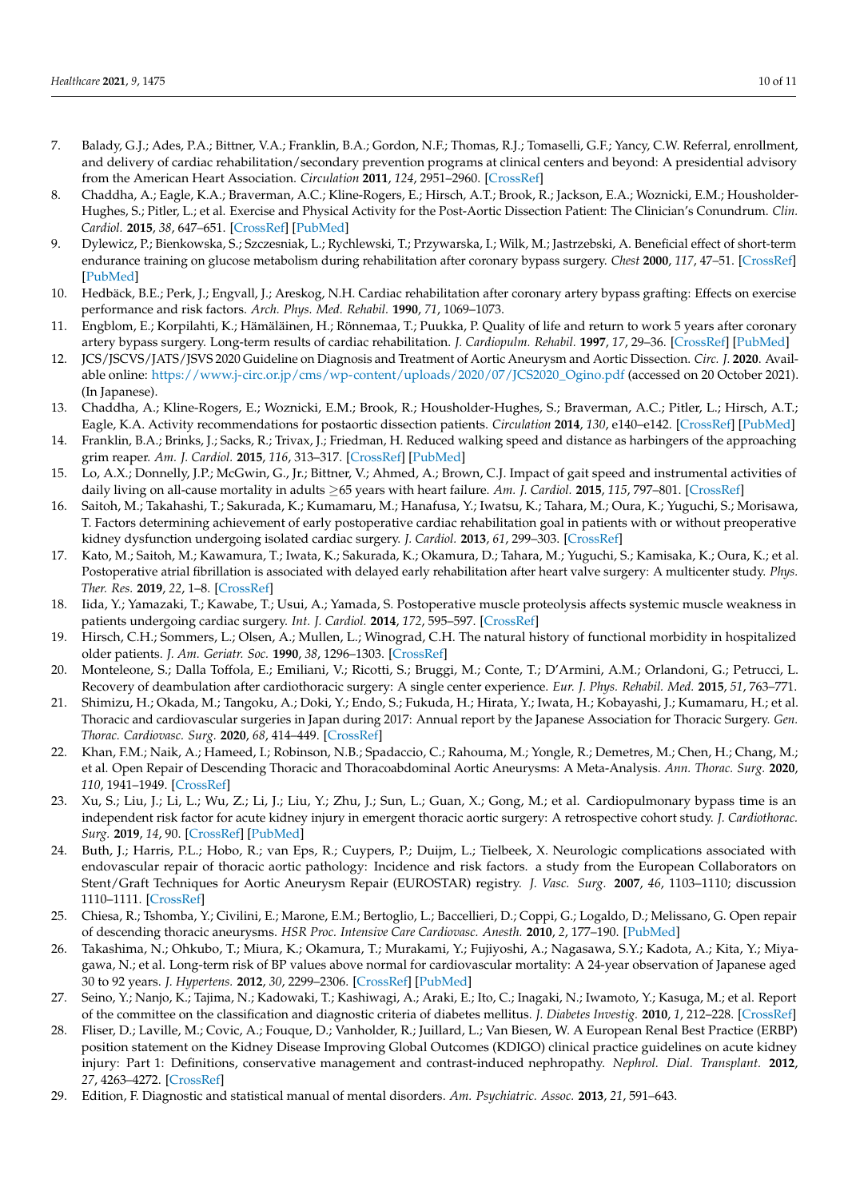7. Balady, G.J.; Ades, P.A.; Bittner, V.A.; Franklin, B.A.; Gordon, N.F.; Thomas, R.J.; Tomaselli, G.F.; Yancy, C.W. Referral, enrollment, and delivery of cardiac rehabilitation/secondary prevention programs at clinical centers and beyond: A presidential advisory from the American Heart Association. *Circulation* **2011**, *124*, 2951–2960. [CrossRef]
8. Chaddha, A.; Eagle, K.A.; Braverman, A.C.; Kline-Rogers, E.; Hirsch, A.T.; Brook, R.; Jackson, E.A.; Woznicki, E.M.; Housholder-Hughes, S.; Pitler, L.; et al. Exercise and Physical Activity for the Post-Aortic Dissection Patient: The Clinician's Conundrum. *Clin. Cardiol.* **2015**, *38*, 647–651. [CrossRef] [PubMed]
9. Dylewicz, P.; Bienkowska, S.; Szczesniak, L.; Rychlewski, T.; Przywarska, I.; Wilk, M.; Jastrzebski, A. Beneficial effect of short-term endurance training on glucose metabolism during rehabilitation after coronary bypass surgery. *Chest* **2000**, *117*, 47–51. [CrossRef] [PubMed]
10. Hedbäck, B.E.; Perk, J.; Engvall, J.; Areskog, N.H. Cardiac rehabilitation after coronary artery bypass grafting: Effects on exercise performance and risk factors. *Arch. Phys. Med. Rehabil.* **1990**, *71*, 1069–1073.
11. Engblom, E.; Korpilahti, K.; Hämäläinen, H.; Rönnemaa, T.; Puukka, P. Quality of life and return to work 5 years after coronary artery bypass surgery. Long-term results of cardiac rehabilitation. *J. Cardiopulm. Rehabil.* **1997**, *17*, 29–36. [CrossRef] [PubMed]
12. JCS/JSCVS/JATS/JSVS 2020 Guideline on Diagnosis and Treatment of Aortic Aneurysm and Aortic Dissection. *Circ. J.* **2020**. Available online: https://www.j-circ.or.jp/cms/wp-content/uploads/2020/07/JCS2020_Ogino.pdf (accessed on 20 October 2021). (In Japanese).
13. Chaddha, A.; Kline-Rogers, E.; Woznicki, E.M.; Brook, R.; Housholder-Hughes, S.; Braverman, A.C.; Pitler, L.; Hirsch, A.T.; Eagle, K.A. Activity recommendations for postaortic dissection patients. *Circulation* **2014**, *130*, e140–e142. [CrossRef] [PubMed]
14. Franklin, B.A.; Brinks, J.; Sacks, R.; Trivax, J.; Friedman, H. Reduced walking speed and distance as harbingers of the approaching grim reaper. *Am. J. Cardiol.* **2015**, *116*, 313–317. [CrossRef] [PubMed]
15. Lo, A.X.; Donnelly, J.P.; McGwin, G., Jr.; Bittner, V.; Ahmed, A.; Brown, C.J. Impact of gait speed and instrumental activities of daily living on all-cause mortality in adults ≥65 years with heart failure. *Am. J. Cardiol.* **2015**, *115*, 797–801. [CrossRef]
16. Saitoh, M.; Takahashi, T.; Sakurada, K.; Kumamaru, M.; Hanafusa, Y.; Iwatsu, K.; Tahara, M.; Oura, K.; Yuguchi, S.; Morisawa, T. Factors determining achievement of early postoperative cardiac rehabilitation goal in patients with or without preoperative kidney dysfunction undergoing isolated cardiac surgery. *J. Cardiol.* **2013**, *61*, 299–303. [CrossRef]
17. Kato, M.; Saitoh, M.; Kawamura, T.; Iwata, K.; Sakurada, K.; Okamura, D.; Tahara, M.; Yuguchi, S.; Kamisaka, K.; Oura, K.; et al. Postoperative atrial fibrillation is associated with delayed early rehabilitation after heart valve surgery: A multicenter study. *Phys. Ther. Res.* **2019**, *22*, 1–8. [CrossRef]
18. Iida, Y.; Yamazaki, T.; Kawabe, T.; Usui, A.; Yamada, S. Postoperative muscle proteolysis affects systemic muscle weakness in patients undergoing cardiac surgery. *Int. J. Cardiol.* **2014**, *172*, 595–597. [CrossRef]
19. Hirsch, C.H.; Sommers, L.; Olsen, A.; Mullen, L.; Winograd, C.H. The natural history of functional morbidity in hospitalized older patients. *J. Am. Geriatr. Soc.* **1990**, *38*, 1296–1303. [CrossRef]
20. Monteleone, S.; Dalla Toffola, E.; Emiliani, V.; Ricotti, S.; Bruggi, M.; Conte, T.; D'Armini, A.M.; Orlandoni, G.; Petrucci, L. Recovery of deambulation after cardiothoracic surgery: A single center experience. *Eur. J. Phys. Rehabil. Med.* **2015**, *51*, 763–771.
21. Shimizu, H.; Okada, M.; Tangoku, A.; Doki, Y.; Endo, S.; Fukuda, H.; Hirata, Y.; Iwata, H.; Kobayashi, J.; Kumamaru, H.; et al. Thoracic and cardiovascular surgeries in Japan during 2017: Annual report by the Japanese Association for Thoracic Surgery. *Gen. Thorac. Cardiovasc. Surg.* **2020**, *68*, 414–449. [CrossRef]
22. Khan, F.M.; Naik, A.; Hameed, I.; Robinson, N.B.; Spadaccio, C.; Rahouma, M.; Yongle, R.; Demetres, M.; Chen, H.; Chang, M.; et al. Open Repair of Descending Thoracic and Thoracoabdominal Aortic Aneurysms: A Meta-Analysis. *Ann. Thorac. Surg.* **2020**, *110*, 1941–1949. [CrossRef]
23. Xu, S.; Liu, J.; Li, L.; Wu, Z.; Li, J.; Liu, Y.; Zhu, J.; Sun, L.; Guan, X.; Gong, M.; et al. Cardiopulmonary bypass time is an independent risk factor for acute kidney injury in emergent thoracic aortic surgery: A retrospective cohort study. *J. Cardiothorac. Surg.* **2019**, *14*, 90. [CrossRef] [PubMed]
24. Buth, J.; Harris, P.L.; Hobo, R.; van Eps, R.; Cuypers, P.; Duijm, L.; Tielbeek, X. Neurologic complications associated with endovascular repair of thoracic aortic pathology: Incidence and risk factors. a study from the European Collaborators on Stent/Graft Techniques for Aortic Aneurysm Repair (EUROSTAR) registry. *J. Vasc. Surg.* **2007**, *46*, 1103–1110; discussion 1110–1111. [CrossRef]
25. Chiesa, R.; Tshomba, Y.; Civilini, E.; Marone, E.M.; Bertoglio, L.; Baccellieri, D.; Coppi, G.; Logaldo, D.; Melissano, G. Open repair of descending thoracic aneurysms. *HSR Proc. Intensive Care Cardiovasc. Anesth.* **2010**, *2*, 177–190. [PubMed]
26. Takashima, N.; Ohkubo, T.; Miura, K.; Okamura, T.; Murakami, Y.; Fujiyoshi, A.; Nagasawa, S.Y.; Kadota, A.; Kita, Y.; Miyagawa, N.; et al. Long-term risk of BP values above normal for cardiovascular mortality: A 24-year observation of Japanese aged 30 to 92 years. *J. Hypertens.* **2012**, *30*, 2299–2306. [CrossRef] [PubMed]
27. Seino, Y.; Nanjo, K.; Tajima, N.; Kadowaki, T.; Kashiwagi, A.; Araki, E.; Ito, C.; Inagaki, N.; Iwamoto, Y.; Kasuga, M.; et al. Report of the committee on the classification and diagnostic criteria of diabetes mellitus. *J. Diabetes Investig.* **2010**, *1*, 212–228. [CrossRef]
28. Fliser, D.; Laville, M.; Covic, A.; Fouque, D.; Vanholder, R.; Juillard, L.; Van Biesen, W. A European Renal Best Practice (ERBP) position statement on the Kidney Disease Improving Global Outcomes (KDIGO) clinical practice guidelines on acute kidney injury: Part 1: Definitions, conservative management and contrast-induced nephropathy. *Nephrol. Dial. Transplant.* **2012**, *27*, 4263–4272. [CrossRef]
29. Edition, F. Diagnostic and statistical manual of mental disorders. *Am. Psychiatric. Assoc.* **2013**, *21*, 591–643.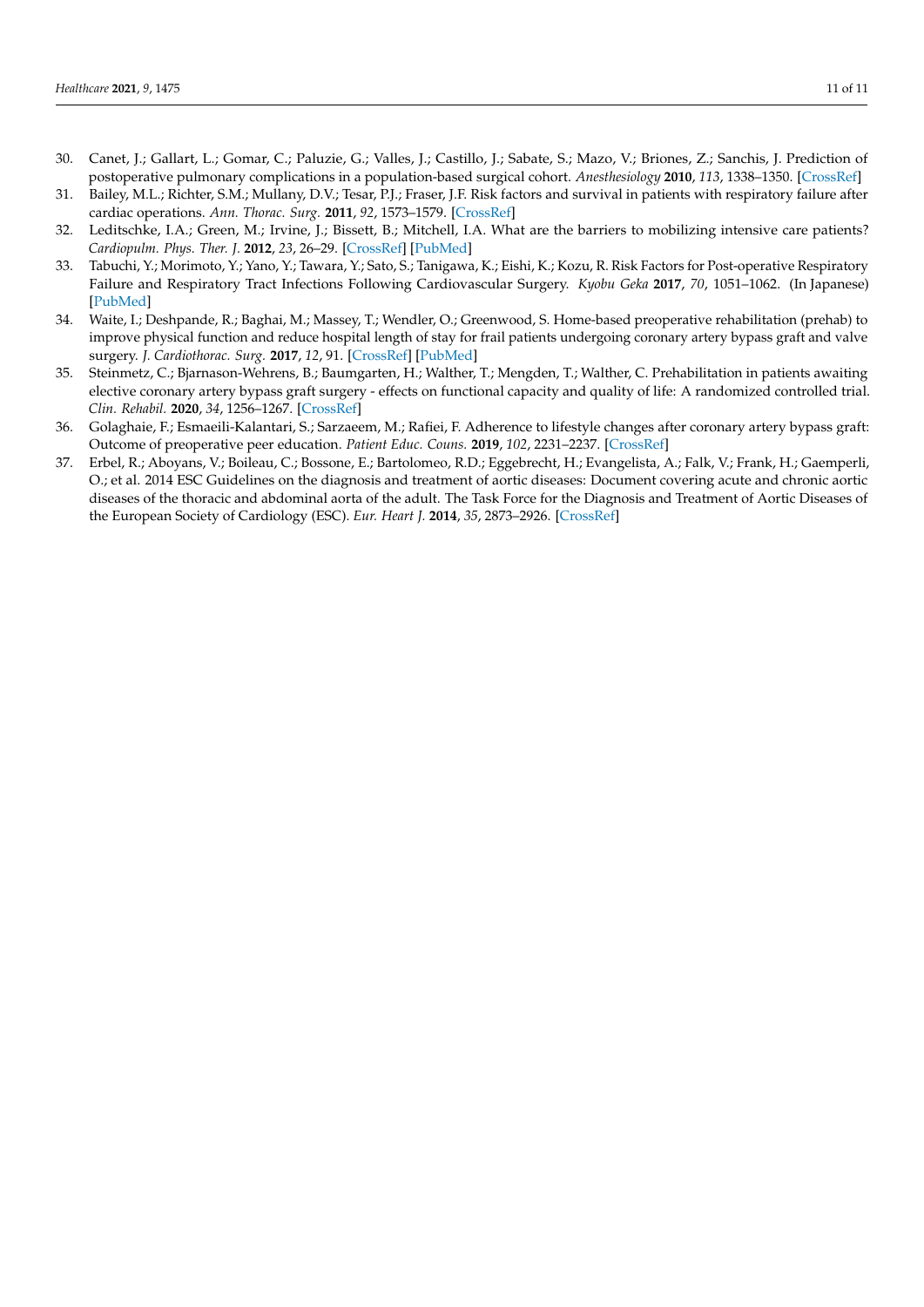30. Canet, J.; Gallart, L.; Gomar, C.; Paluzie, G.; Valles, J.; Castillo, J.; Sabate, S.; Mazo, V.; Briones, Z.; Sanchis, J. Prediction of postoperative pulmonary complications in a population-based surgical cohort. *Anesthesiology* **2010**, *113*, 1338–1350. [CrossRef]
31. Bailey, M.L.; Richter, S.M.; Mullany, D.V.; Tesar, P.J.; Fraser, J.F. Risk factors and survival in patients with respiratory failure after cardiac operations. *Ann. Thorac. Surg.* **2011**, *92*, 1573–1579. [CrossRef]
32. Leditschke, I.A.; Green, M.; Irvine, J.; Bissett, B.; Mitchell, I.A. What are the barriers to mobilizing intensive care patients? *Cardiopulm. Phys. Ther. J.* **2012**, *23*, 26–29. [CrossRef] [PubMed]
33. Tabuchi, Y.; Morimoto, Y.; Yano, Y.; Tawara, Y.; Sato, S.; Tanigawa, K.; Eishi, K.; Kozu, R. Risk Factors for Post-operative Respiratory Failure and Respiratory Tract Infections Following Cardiovascular Surgery. *Kyobu Geka* **2017**, *70*, 1051–1062. (In Japanese) [PubMed]
34. Waite, I.; Deshpande, R.; Baghai, M.; Massey, T.; Wendler, O.; Greenwood, S. Home-based preoperative rehabilitation (prehab) to improve physical function and reduce hospital length of stay for frail patients undergoing coronary artery bypass graft and valve surgery. *J. Cardiothorac. Surg.* **2017**, *12*, 91. [CrossRef] [PubMed]
35. Steinmetz, C.; Bjarnason-Wehrens, B.; Baumgarten, H.; Walther, T.; Mengden, T.; Walther, C. Prehabilitation in patients awaiting elective coronary artery bypass graft surgery - effects on functional capacity and quality of life: A randomized controlled trial. *Clin. Rehabil.* **2020**, *34*, 1256–1267. [CrossRef]
36. Golaghaie, F.; Esmaeili-Kalantari, S.; Sarzaeem, M.; Rafiei, F. Adherence to lifestyle changes after coronary artery bypass graft: Outcome of preoperative peer education. *Patient Educ. Couns.* **2019**, *102*, 2231–2237. [CrossRef]
37. Erbel, R.; Aboyans, V.; Boileau, C.; Bossone, E.; Bartolomeo, R.D.; Eggebrecht, H.; Evangelista, A.; Falk, V.; Frank, H.; Gaemperli, O.; et al. 2014 ESC Guidelines on the diagnosis and treatment of aortic diseases: Document covering acute and chronic aortic diseases of the thoracic and abdominal aorta of the adult. The Task Force for the Diagnosis and Treatment of Aortic Diseases of the European Society of Cardiology (ESC). *Eur. Heart J.* **2014**, *35*, 2873–2926. [CrossRef]